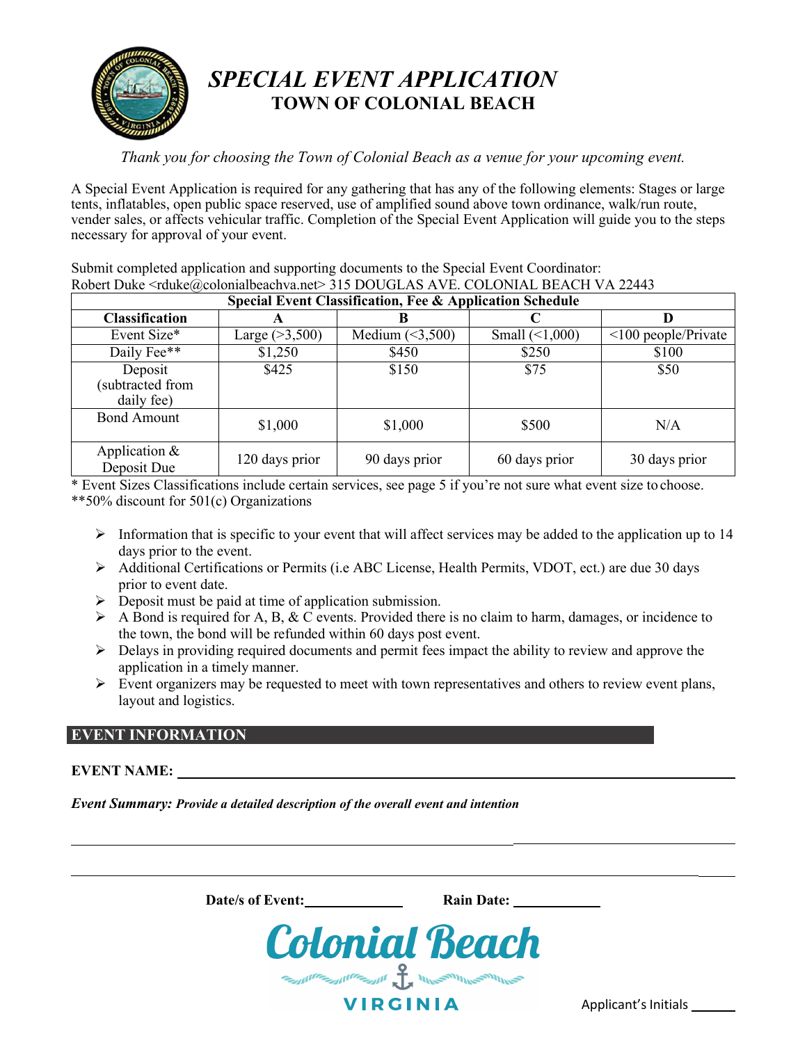# *SPECIAL EVENT APPLICATION*
## TOWN OF COLONIAL BEACH

*Thank you for choosing the Town of Colonial Beach as a venue for your upcoming event.*

A Special Event Application is required for any gathering that has any of the following elements: Stages or large tents, inflatables, open public space reserved, use of amplified sound above town ordinance, walk/run route, vender sales, or affects vehicular traffic. Completion of the Special Event Application will guide you to the steps necessary for approval of your event.

Submit completed application and supporting documents to the Special Event Coordinator:
Robert Duke <rduke@colonialbeachva.net> 315 DOUGLAS AVE. COLONIAL BEACH VA 22443

| **Special Event Classification, Fee & Application Schedule** | | | | |
|---|---|---|---|---|
| **Classification** | **A** | **B** | **C** | **D** |
| Event Size* | Large (>3,500) | Medium (<3,500) | Small (<1,000) | <100 people/Private |
| Daily Fee** | $1,250 | $450 | $250 | $100 |
| Deposit (subtracted from daily fee) | $425 | $150 | $75 | $50 |
| Bond Amount | $1,000 | $1,000 | $500 | N/A |
| Application & Deposit Due | 120 days prior | 90 days prior | 60 days prior | 30 days prior |

\* Event Sizes Classifications include certain services, see page 5 if you're not sure what event size to choose.
\*\*50% discount for 501(c) Organizations

- Information that is specific to your event that will affect services may be added to the application up to 14 days prior to the event.
- Additional Certifications or Permits (i.e ABC License, Health Permits, VDOT, ect.) are due 30 days prior to event date.
- Deposit must be paid at time of application submission.
- A Bond is required for A, B, & C events. Provided there is no claim to harm, damages, or incidence to the town, the bond will be refunded within 60 days post event.
- Delays in providing required documents and permit fees impact the ability to review and approve the application in a timely manner.
- Event organizers may be requested to meet with town representatives and others to review event plans, layout and logistics.

## EVENT INFORMATION

**EVENT NAME:** ________________________________________________

***Event Summary:*** ***Provide a detailed description of the overall event and intention***

________________________________________________

________________________________________________

**Date/s of Event:** ______________ **Rain Date:** ____________

Colonial Beach
VIRGINIA

Applicant's Initials ______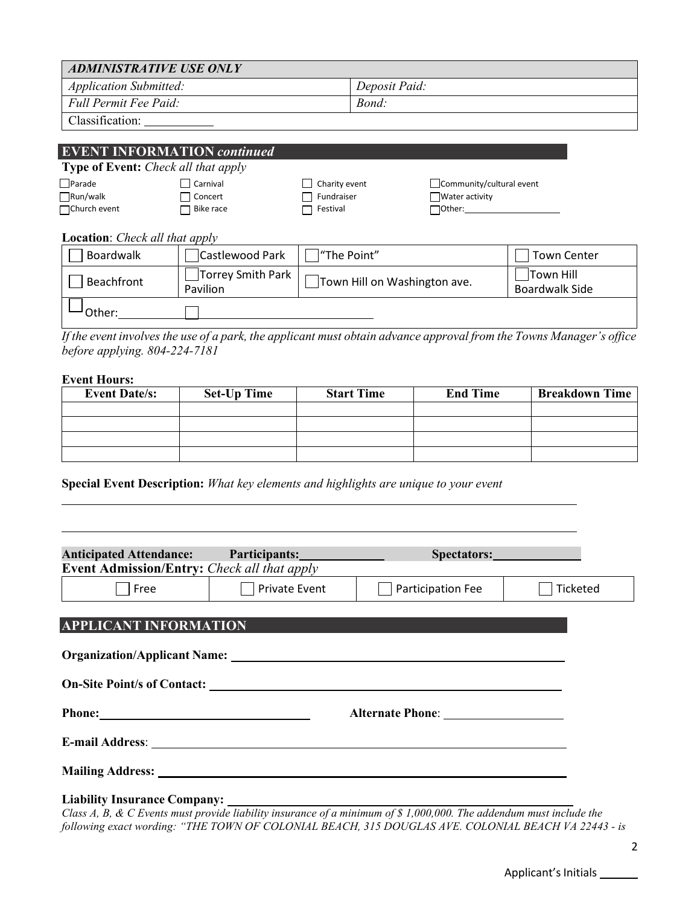| *ADMINISTRATIVE USE ONLY* | |
|---|---|
| *Application Submitted:* | *Deposit Paid:* |
| *Full Permit Fee Paid:* | *Bond:* |
| Classification: ___________ | |

## EVENT INFORMATION *continued*

**Type of Event:** *Check all that apply*

| | | | |
|---|---|---|---|
| ☐ Parade | ☐ Carnival | ☐ Charity event | ☐ Community/cultural event |
| ☐ Run/walk | ☐ Concert | ☐ Fundraiser | ☐ Water activity |
| ☐ Church event | ☐ Bike race | ☐ Festival | ☐ Other: ___________ |

**Location**: *Check all that apply*

| | | | |
|---|---|---|---|
| ☐ Boardwalk | ☐ Castlewood Park | ☐ "The Point" | ☐ Town Center |
| ☐ Beachfront | ☐ Torrey Smith Park Pavilion | ☐ Town Hill on Washington ave. | ☐ Town Hill Boardwalk Side |
| ☐ Other: ___________ ☐ ___________ | | | |

*If the event involves the use of a park, the applicant must obtain advance approval from the Towns Manager's office before applying. 804-224-7181*

**Event Hours:**

| Event Date/s: | Set-Up Time | Start Time | End Time | Breakdown Time |
|---|---|---|---|---|
| | | | | |
| | | | | |
| | | | | |
| | | | | |

**Special Event Description:** *What key elements and highlights are unique to your event*

______________________________________________________________________________

______________________________________________________________________________

**Anticipated Attendance:** **Participants:**___________ **Spectators:**___________

**Event Admission/Entry:** *Check all that apply*

| | | | |
|---|---|---|---|
| ☐ Free | ☐ Private Event | ☐ Participation Fee | ☐ Ticketed |

## APPLICANT INFORMATION

**Organization/Applicant Name:** ______________________________________________

**On-Site Point/s of Contact:** ______________________________________________

**Phone:**___________________________ **Alternate Phone**: ___________________

**E-mail Address**: ______________________________________________

**Mailing Address:** ______________________________________________

**Liability Insurance Company:** ______________________________________________

*Class A, B, & C Events must provide liability insurance of a minimum of $ 1,000,000. The addendum must include the following exact wording: "THE TOWN OF COLONIAL BEACH, 315 DOUGLAS AVE. COLONIAL BEACH VA 22443 - is*

Applicant's Initials ______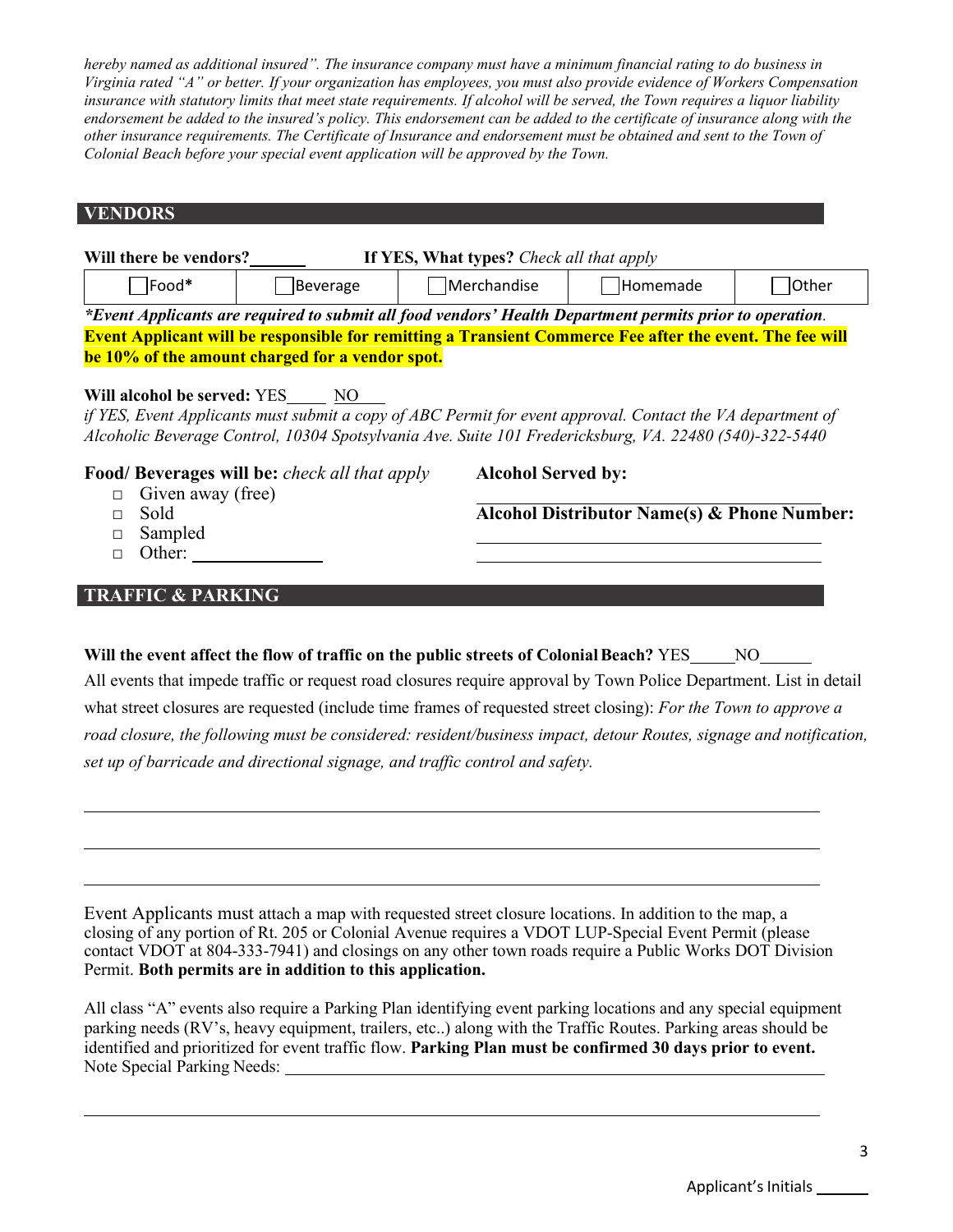*hereby named as additional insured". The insurance company must have a minimum financial rating to do business in Virginia rated "A" or better. If your organization has employees, you must also provide evidence of Workers Compensation insurance with statutory limits that meet state requirements. If alcohol will be served, the Town requires a liquor liability endorsement be added to the insured's policy. This endorsement can be added to the certificate of insurance along with the other insurance requirements. The Certificate of Insurance and endorsement must be obtained and sent to the Town of Colonial Beach before your special event application will be approved by the Town.*

## VENDORS

**Will there be vendors?**\_\_\_\_\_\_ **If YES, What types?** *Check all that apply*

| ☐ Food* | ☐ Beverage | ☐ Merchandise | ☐ Homemade | ☐ Other |
|---|---|---|---|---|

***Event Applicants are required to submit all food vendors' Health Department permits prior to operation*.**

**Event Applicant will be responsible for remitting a Transient Commerce Fee after the event. The fee will be 10% of the amount charged for a vendor spot.**

**Will alcohol be served:** YES\_\_\_\_\_ NO\_\_\_\_\_

*if YES, Event Applicants must submit a copy of ABC Permit for event approval. Contact the VA department of Alcoholic Beverage Control, 10304 Spotsylvania Ave. Suite 101 Fredericksburg, VA. 22480 (540)-322-5440*

**Food/ Beverages will be:** *check all that apply*

- ☐ Given away (free)
- ☐ Sold
- ☐ Sampled
- ☐ Other: \_\_\_\_\_\_\_\_\_\_\_\_\_\_\_

**Alcohol Served by:**

\_\_\_\_\_\_\_\_\_\_\_\_\_\_\_\_\_\_\_\_\_\_\_\_\_\_\_\_\_\_\_\_\_\_\_\_\_\_

**Alcohol Distributor Name(s) & Phone Number:**

\_\_\_\_\_\_\_\_\_\_\_\_\_\_\_\_\_\_\_\_\_\_\_\_\_\_\_\_\_\_\_\_\_\_\_\_\_\_

\_\_\_\_\_\_\_\_\_\_\_\_\_\_\_\_\_\_\_\_\_\_\_\_\_\_\_\_\_\_\_\_\_\_\_\_\_\_

## TRAFFIC & PARKING

**Will the event affect the flow of traffic on the public streets of Colonial Beach?** YES\_\_\_\_\_ NO\_\_\_\_\_\_

All events that impede traffic or request road closures require approval by Town Police Department. List in detail what street closures are requested (include time frames of requested street closing): *For the Town to approve a road closure, the following must be considered: resident/business impact, detour Routes, signage and notification, set up of barricade and directional signage, and traffic control and safety.*

\_\_\_\_\_\_\_\_\_\_\_\_\_\_\_\_\_\_\_\_\_\_\_\_\_\_\_\_\_\_\_\_\_\_\_\_\_\_\_\_\_\_\_\_\_\_\_\_\_\_\_\_\_\_\_\_\_\_\_\_\_\_\_\_\_\_\_\_\_\_\_\_\_\_\_\_\_\_

\_\_\_\_\_\_\_\_\_\_\_\_\_\_\_\_\_\_\_\_\_\_\_\_\_\_\_\_\_\_\_\_\_\_\_\_\_\_\_\_\_\_\_\_\_\_\_\_\_\_\_\_\_\_\_\_\_\_\_\_\_\_\_\_\_\_\_\_\_\_\_\_\_\_\_\_\_\_

\_\_\_\_\_\_\_\_\_\_\_\_\_\_\_\_\_\_\_\_\_\_\_\_\_\_\_\_\_\_\_\_\_\_\_\_\_\_\_\_\_\_\_\_\_\_\_\_\_\_\_\_\_\_\_\_\_\_\_\_\_\_\_\_\_\_\_\_\_\_\_\_\_\_\_\_\_\_

Event Applicants must attach a map with requested street closure locations. In addition to the map, a closing of any portion of Rt. 205 or Colonial Avenue requires a VDOT LUP-Special Event Permit (please contact VDOT at 804-333-7941) and closings on any other town roads require a Public Works DOT Division Permit. **Both permits are in addition to this application.**

All class "A" events also require a Parking Plan identifying event parking locations and any special equipment parking needs (RV's, heavy equipment, trailers, etc..) along with the Traffic Routes. Parking areas should be identified and prioritized for event traffic flow. **Parking Plan must be confirmed 30 days prior to event.**

Note Special Parking Needs: \_\_\_\_\_\_\_\_\_\_\_\_\_\_\_\_\_\_\_\_\_\_\_\_\_\_\_\_\_\_\_\_\_\_\_\_\_\_\_\_\_\_\_\_\_\_\_\_\_\_\_\_\_\_\_\_

\_\_\_\_\_\_\_\_\_\_\_\_\_\_\_\_\_\_\_\_\_\_\_\_\_\_\_\_\_\_\_\_\_\_\_\_\_\_\_\_\_\_\_\_\_\_\_\_\_\_\_\_\_\_\_\_\_\_\_\_\_\_\_\_\_\_\_\_\_\_\_\_\_\_\_\_\_\_

Applicant's Initials \_\_\_\_\_\_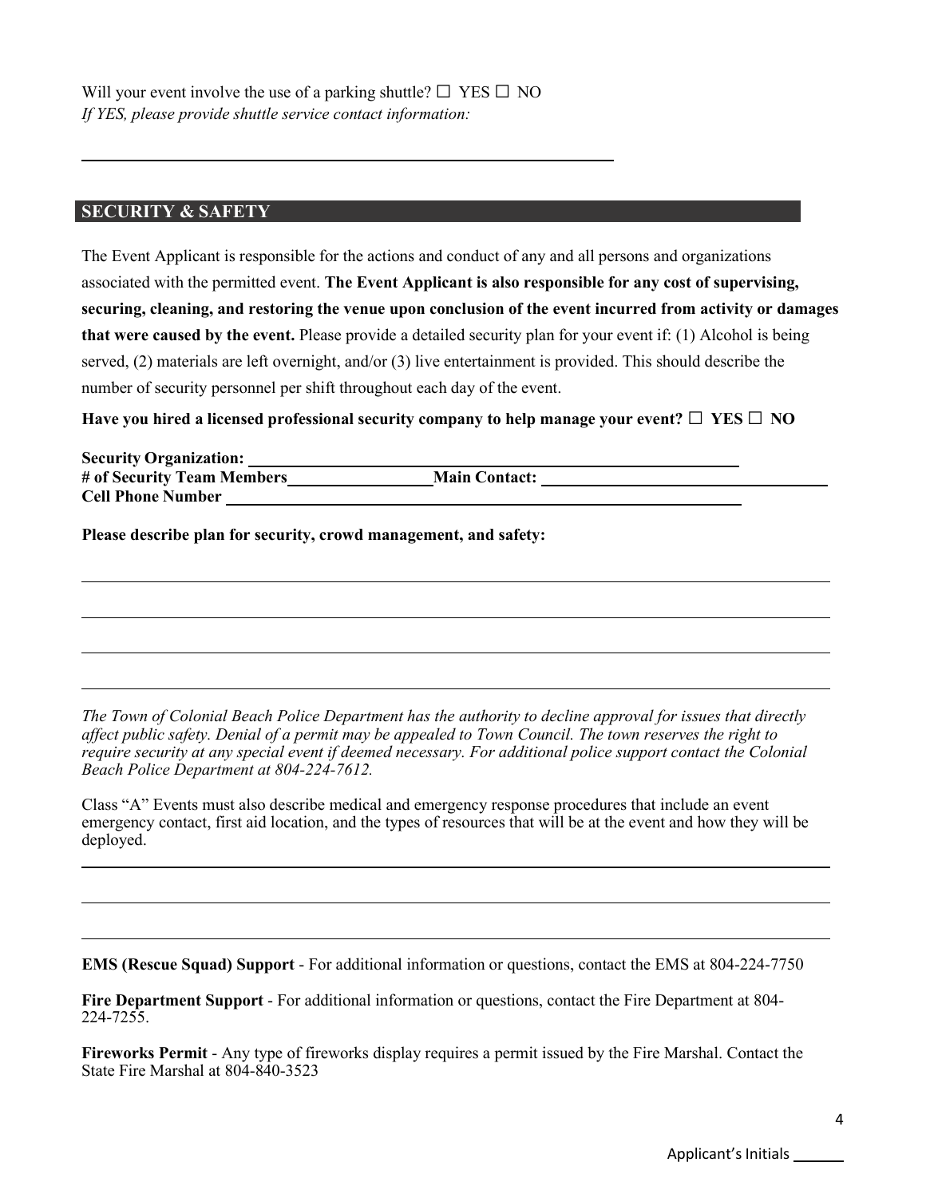Will your event involve the use of a parking shuttle? ☐ YES ☐ NO
*If YES, please provide shuttle service contact information:*

\_\_\_\_\_\_\_\_\_\_\_\_\_\_\_\_\_\_\_\_\_\_\_\_\_\_\_\_\_\_\_\_\_\_\_\_\_\_\_\_\_\_\_\_\_\_\_\_\_\_\_\_\_\_\_\_

## SECURITY & SAFETY

The Event Applicant is responsible for the actions and conduct of any and all persons and organizations associated with the permitted event. **The Event Applicant is also responsible for any cost of supervising, securing, cleaning, and restoring the venue upon conclusion of the event incurred from activity or damages that were caused by the event.** Please provide a detailed security plan for your event if: (1) Alcohol is being served, (2) materials are left overnight, and/or (3) live entertainment is provided. This should describe the number of security personnel per shift throughout each day of the event.

**Have you hired a licensed professional security company to help manage your event? ☐ YES ☐ NO**

**Security Organization:** \_\_\_\_\_\_\_\_\_\_\_\_\_\_\_\_\_\_\_\_\_\_\_\_\_\_\_\_\_\_\_\_\_\_\_\_\_\_\_\_\_\_\_\_
**# of Security Team Members** \_\_\_\_\_\_\_\_\_\_\_\_\_\_ **Main Contact:** \_\_\_\_\_\_\_\_\_\_\_\_\_\_\_\_\_\_\_\_\_\_\_\_\_\_\_\_
**Cell Phone Number** \_\_\_\_\_\_\_\_\_\_\_\_\_\_\_\_\_\_\_\_\_\_\_\_\_\_\_\_\_\_\_\_\_\_\_\_\_\_\_\_\_\_\_\_\_\_\_\_\_\_

**Please describe plan for security, crowd management, and safety:**

\_\_\_\_\_\_\_\_\_\_\_\_\_\_\_\_\_\_\_\_\_\_\_\_\_\_\_\_\_\_\_\_\_\_\_\_\_\_\_\_\_\_\_\_\_\_\_\_\_\_\_\_\_\_\_\_\_\_\_\_\_\_\_\_\_\_\_\_\_\_

\_\_\_\_\_\_\_\_\_\_\_\_\_\_\_\_\_\_\_\_\_\_\_\_\_\_\_\_\_\_\_\_\_\_\_\_\_\_\_\_\_\_\_\_\_\_\_\_\_\_\_\_\_\_\_\_\_\_\_\_\_\_\_\_\_\_\_\_\_\_

\_\_\_\_\_\_\_\_\_\_\_\_\_\_\_\_\_\_\_\_\_\_\_\_\_\_\_\_\_\_\_\_\_\_\_\_\_\_\_\_\_\_\_\_\_\_\_\_\_\_\_\_\_\_\_\_\_\_\_\_\_\_\_\_\_\_\_\_\_\_

\_\_\_\_\_\_\_\_\_\_\_\_\_\_\_\_\_\_\_\_\_\_\_\_\_\_\_\_\_\_\_\_\_\_\_\_\_\_\_\_\_\_\_\_\_\_\_\_\_\_\_\_\_\_\_\_\_\_\_\_\_\_\_\_\_\_\_\_\_\_

*The Town of Colonial Beach Police Department has the authority to decline approval for issues that directly affect public safety. Denial of a permit may be appealed to Town Council. The town reserves the right to require security at any special event if deemed necessary. For additional police support contact the Colonial Beach Police Department at 804-224-7612.*

Class "A" Events must also describe medical and emergency response procedures that include an event emergency contact, first aid location, and the types of resources that will be at the event and how they will be deployed.

\_\_\_\_\_\_\_\_\_\_\_\_\_\_\_\_\_\_\_\_\_\_\_\_\_\_\_\_\_\_\_\_\_\_\_\_\_\_\_\_\_\_\_\_\_\_\_\_\_\_\_\_\_\_\_\_\_\_\_\_\_\_\_\_\_\_\_\_\_\_

\_\_\_\_\_\_\_\_\_\_\_\_\_\_\_\_\_\_\_\_\_\_\_\_\_\_\_\_\_\_\_\_\_\_\_\_\_\_\_\_\_\_\_\_\_\_\_\_\_\_\_\_\_\_\_\_\_\_\_\_\_\_\_\_\_\_\_\_\_\_

\_\_\_\_\_\_\_\_\_\_\_\_\_\_\_\_\_\_\_\_\_\_\_\_\_\_\_\_\_\_\_\_\_\_\_\_\_\_\_\_\_\_\_\_\_\_\_\_\_\_\_\_\_\_\_\_\_\_\_\_\_\_\_\_\_\_\_\_\_\_

**EMS (Rescue Squad) Support** - For additional information or questions, contact the EMS at 804-224-7750

**Fire Department Support** - For additional information or questions, contact the Fire Department at 804-224-7255.

**Fireworks Permit** - Any type of fireworks display requires a permit issued by the Fire Marshal. Contact the State Fire Marshal at 804-840-3523

Applicant's Initials \_\_\_\_\_\_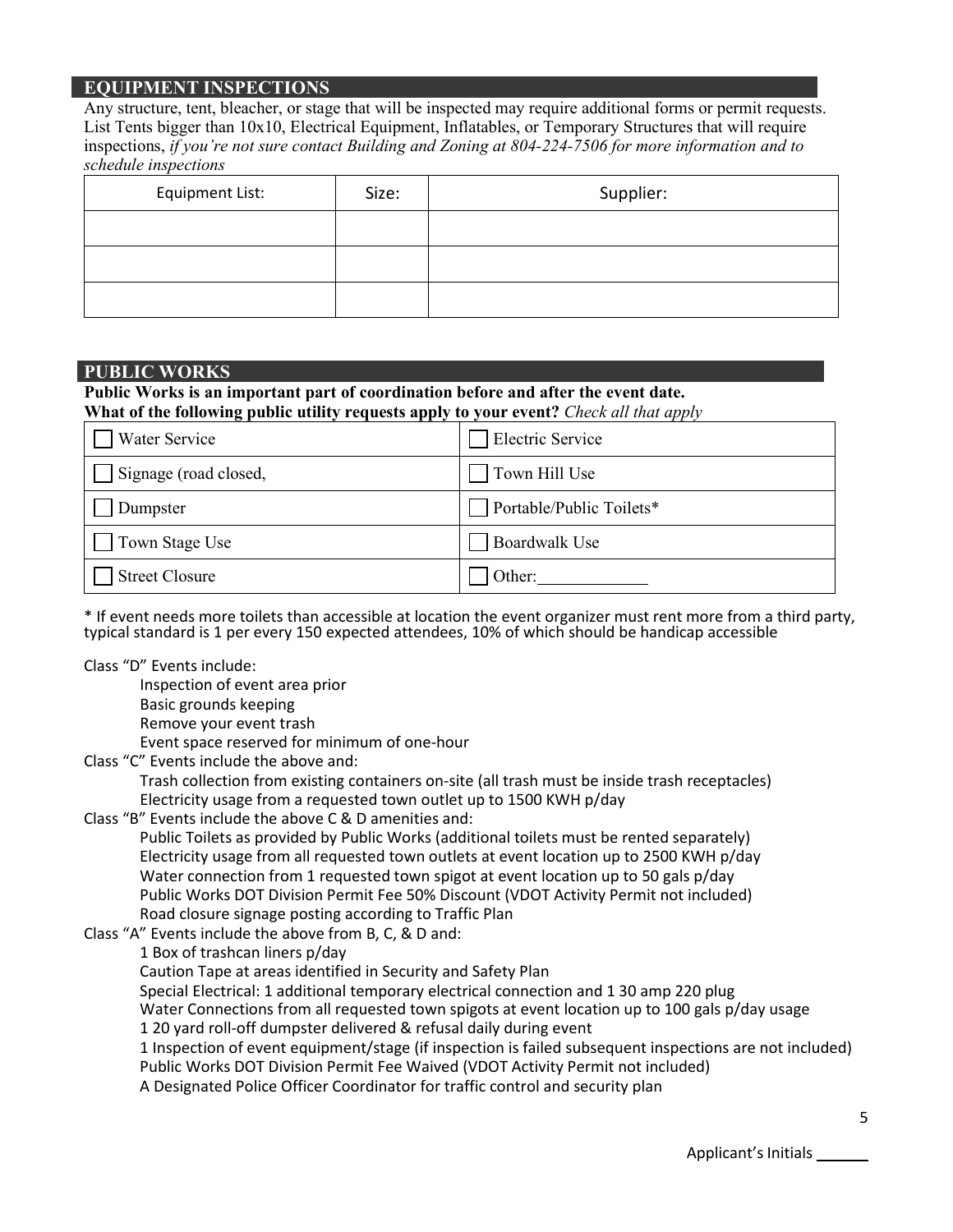## EQUIPMENT INSPECTIONS

Any structure, tent, bleacher, or stage that will be inspected may require additional forms or permit requests. List Tents bigger than 10x10, Electrical Equipment, Inflatables, or Temporary Structures that will require inspections, *if you're not sure contact Building and Zoning at 804-224-7506 for more information and to schedule inspections*

| Equipment List: | Size: | Supplier: |
|---|---|---|
| | | |
| | | |
| | | |

## PUBLIC WORKS

**Public Works is an important part of coordination before and after the event date.**
**What of the following public utility requests apply to your event?** *Check all that apply*

| | |
|---|---|
| ☐ Water Service | ☐ Electric Service |
| ☐ Signage (road closed, | ☐ Town Hill Use |
| ☐ Dumpster | ☐ Portable/Public Toilets* |
| ☐ Town Stage Use | ☐ Boardwalk Use |
| ☐ Street Closure | ☐ Other:\_\_\_\_\_\_\_\_\_\_\_\_ |

\* If event needs more toilets than accessible at location the event organizer must rent more from a third party, typical standard is 1 per every 150 expected attendees, 10% of which should be handicap accessible

Class "D" Events include:
- Inspection of event area prior
- Basic grounds keeping
- Remove your event trash
- Event space reserved for minimum of one-hour

Class "C" Events include the above and:
- Trash collection from existing containers on-site (all trash must be inside trash receptacles)
- Electricity usage from a requested town outlet up to 1500 KWH p/day

Class "B" Events include the above C & D amenities and:
- Public Toilets as provided by Public Works (additional toilets must be rented separately)
- Electricity usage from all requested town outlets at event location up to 2500 KWH p/day
- Water connection from 1 requested town spigot at event location up to 50 gals p/day
- Public Works DOT Division Permit Fee 50% Discount (VDOT Activity Permit not included)
- Road closure signage posting according to Traffic Plan

Class "A" Events include the above from B, C, & D and:
- 1 Box of trashcan liners p/day
- Caution Tape at areas identified in Security and Safety Plan
- Special Electrical: 1 additional temporary electrical connection and 1 30 amp 220 plug
- Water Connections from all requested town spigots at event location up to 100 gals p/day usage
- 1 20 yard roll-off dumpster delivered & refusal daily during event
- 1 Inspection of event equipment/stage (if inspection is failed subsequent inspections are not included)
- Public Works DOT Division Permit Fee Waived (VDOT Activity Permit not included)
- A Designated Police Officer Coordinator for traffic control and security plan

Applicant's Initials \_\_\_\_\_\_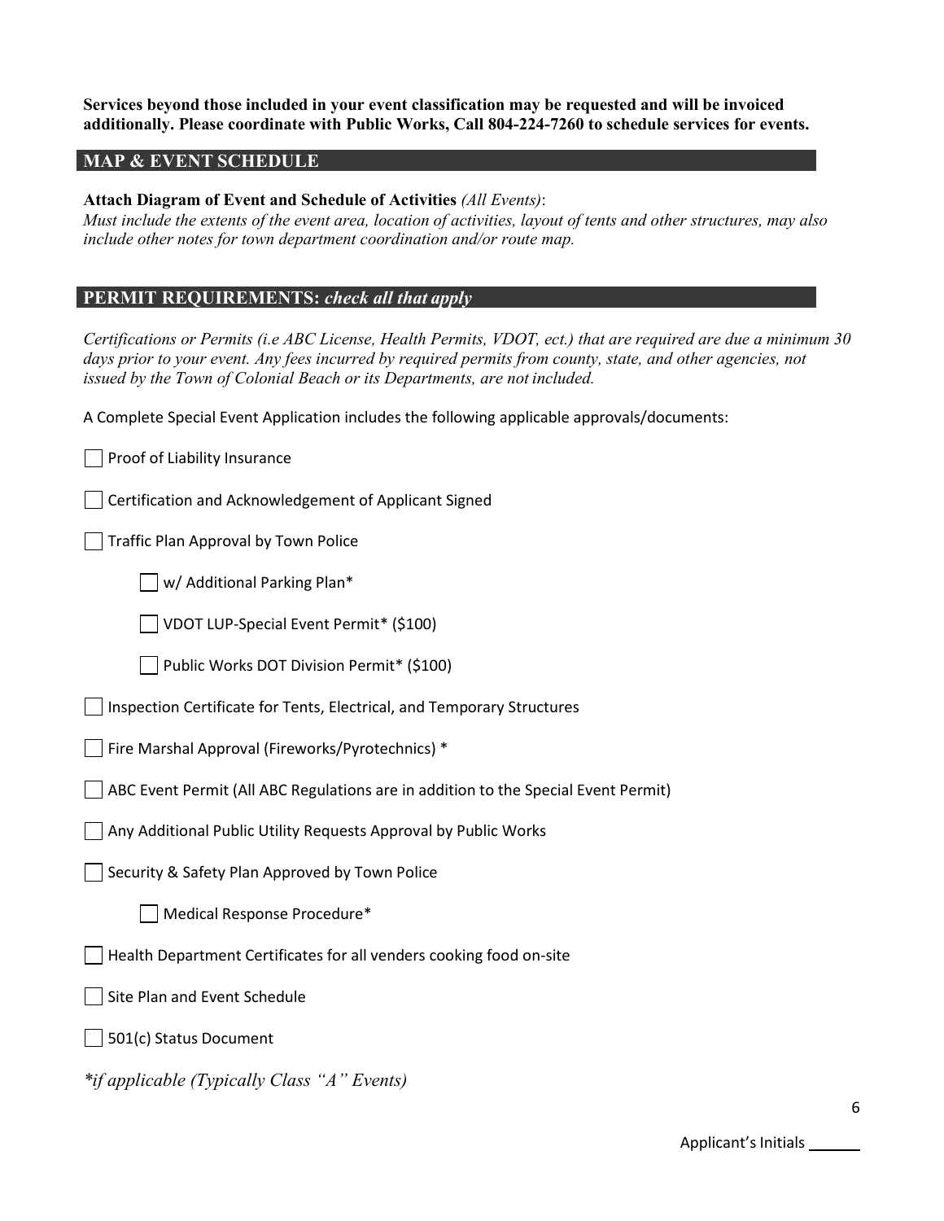**Services beyond those included in your event classification may be requested and will be invoiced additionally. Please coordinate with Public Works, Call 804-224-7260 to schedule services for events.**

## MAP & EVENT SCHEDULE

**Attach Diagram of Event and Schedule of Activities** *(All Events)*:
*Must include the extents of the event area, location of activities, layout of tents and other structures, may also include other notes for town department coordination and/or route map.*

## PERMIT REQUIREMENTS: *check all that apply*

*Certifications or Permits (i.e ABC License, Health Permits, VDOT, ect.) that are required are due a minimum 30 days prior to your event. Any fees incurred by required permits from county, state, and other agencies, not issued by the Town of Colonial Beach or its Departments, are not included.*

A Complete Special Event Application includes the following applicable approvals/documents:

- ☐ Proof of Liability Insurance
- ☐ Certification and Acknowledgement of Applicant Signed
- ☐ Traffic Plan Approval by Town Police
  - ☐ w/ Additional Parking Plan*
  - ☐ VDOT LUP-Special Event Permit* ($100)
  - ☐ Public Works DOT Division Permit* ($100)
- ☐ Inspection Certificate for Tents, Electrical, and Temporary Structures
- ☐ Fire Marshal Approval (Fireworks/Pyrotechnics) *
- ☐ ABC Event Permit (All ABC Regulations are in addition to the Special Event Permit)
- ☐ Any Additional Public Utility Requests Approval by Public Works
- ☐ Security & Safety Plan Approved by Town Police
  - ☐ Medical Response Procedure*
- ☐ Health Department Certificates for all venders cooking food on-site
- ☐ Site Plan and Event Schedule
- ☐ 501(c) Status Document

*\*if applicable (Typically Class "A" Events)*

Applicant's Initials ______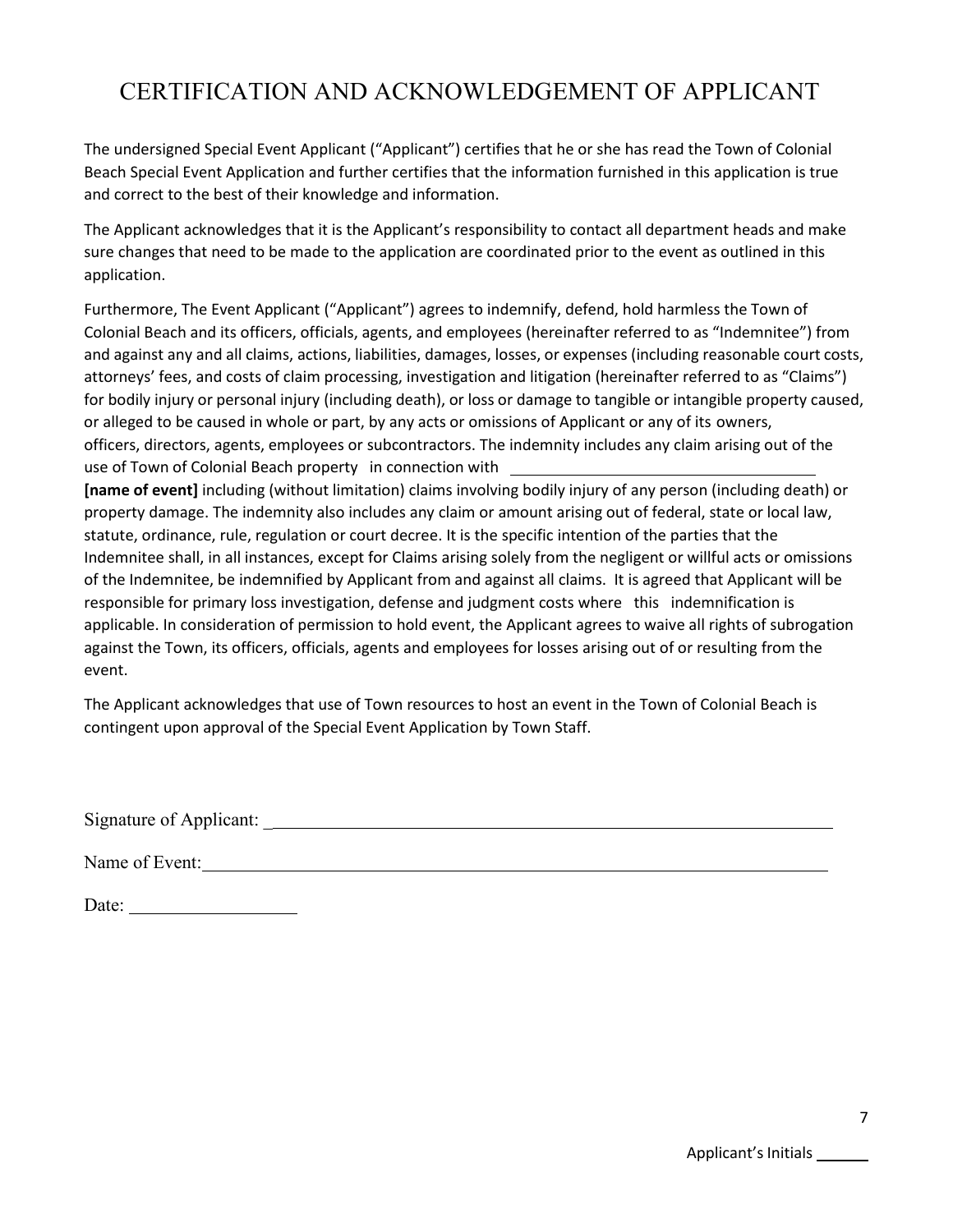# CERTIFICATION AND ACKNOWLEDGEMENT OF APPLICANT

The undersigned Special Event Applicant ("Applicant") certifies that he or she has read the Town of Colonial Beach Special Event Application and further certifies that the information furnished in this application is true and correct to the best of their knowledge and information.

The Applicant acknowledges that it is the Applicant's responsibility to contact all department heads and make sure changes that need to be made to the application are coordinated prior to the event as outlined in this application.

Furthermore, The Event Applicant ("Applicant") agrees to indemnify, defend, hold harmless the Town of Colonial Beach and its officers, officials, agents, and employees (hereinafter referred to as "Indemnitee") from and against any and all claims, actions, liabilities, damages, losses, or expenses (including reasonable court costs, attorneys' fees, and costs of claim processing, investigation and litigation (hereinafter referred to as "Claims") for bodily injury or personal injury (including death), or loss or damage to tangible or intangible property caused, or alleged to be caused in whole or part, by any acts or omissions of Applicant or any of its owners, officers, directors, agents, employees or subcontractors. The indemnity includes any claim arising out of the use of Town of Colonial Beach property in connection with ______________________________ **[name of event]** including (without limitation) claims involving bodily injury of any person (including death) or property damage. The indemnity also includes any claim or amount arising out of federal, state or local law, statute, ordinance, rule, regulation or court decree. It is the specific intention of the parties that the Indemnitee shall, in all instances, except for Claims arising solely from the negligent or willful acts or omissions of the Indemnitee, be indemnified by Applicant from and against all claims. It is agreed that Applicant will be responsible for primary loss investigation, defense and judgment costs where this indemnification is applicable. In consideration of permission to hold event, the Applicant agrees to waive all rights of subrogation against the Town, its officers, officials, agents and employees for losses arising out of or resulting from the event.

The Applicant acknowledges that use of Town resources to host an event in the Town of Colonial Beach is contingent upon approval of the Special Event Application by Town Staff.

Signature of Applicant: ______________________________________________

Name of Event: ______________________________________________

Date: ________________

Applicant's Initials ______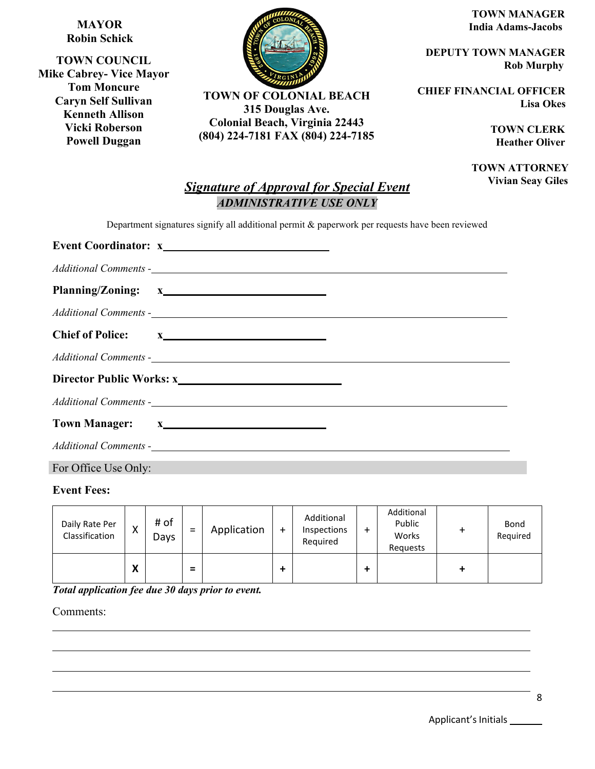**MAYOR**
**Robin Schick**

**TOWN COUNCIL**
**Mike Cabrey- Vice Mayor**
**Tom Moncure**
**Caryn Self Sullivan**
**Kenneth Allison**
**Vicki Roberson**
**Powell Duggan**

**TOWN OF COLONIAL BEACH**
**315 Douglas Ave.**
**Colonial Beach, Virginia 22443**
**(804) 224-7181 FAX (804) 224-7185**

**TOWN MANAGER**
**India Adams-Jacobs**

**DEPUTY TOWN MANAGER**
**Rob Murphy**

**CHIEF FINANCIAL OFFICER**
**Lisa Okes**

**TOWN CLERK**
**Heather Oliver**

**TOWN ATTORNEY**
**Vivian Seay Giles**

## ***Signature of Approval for Special Event***

***ADMINISTRATIVE USE ONLY***

Department signatures signify all additional permit & paperwork per requests have been reviewed

**Event Coordinator: x**\_\_\_\_\_\_\_\_\_\_\_\_\_\_\_\_\_\_\_\_\_\_\_\_\_\_\_\_

*Additional Comments -*\_\_\_\_\_\_\_\_\_\_\_\_\_\_\_\_\_\_\_\_\_\_\_\_\_\_\_\_\_\_\_\_\_\_\_\_\_\_\_\_\_\_\_\_\_\_\_\_\_\_\_\_\_\_\_\_

**Planning/Zoning: x**\_\_\_\_\_\_\_\_\_\_\_\_\_\_\_\_\_\_\_\_\_\_\_\_\_\_\_\_

*Additional Comments -*\_\_\_\_\_\_\_\_\_\_\_\_\_\_\_\_\_\_\_\_\_\_\_\_\_\_\_\_\_\_\_\_\_\_\_\_\_\_\_\_\_\_\_\_\_\_\_\_\_\_\_\_\_\_\_\_

**Chief of Police: x**\_\_\_\_\_\_\_\_\_\_\_\_\_\_\_\_\_\_\_\_\_\_\_\_\_\_\_\_

*Additional Comments -*\_\_\_\_\_\_\_\_\_\_\_\_\_\_\_\_\_\_\_\_\_\_\_\_\_\_\_\_\_\_\_\_\_\_\_\_\_\_\_\_\_\_\_\_\_\_\_\_\_\_\_\_\_\_\_\_

**Director Public Works: x**\_\_\_\_\_\_\_\_\_\_\_\_\_\_\_\_\_\_\_\_\_\_\_\_\_\_\_\_

*Additional Comments -*\_\_\_\_\_\_\_\_\_\_\_\_\_\_\_\_\_\_\_\_\_\_\_\_\_\_\_\_\_\_\_\_\_\_\_\_\_\_\_\_\_\_\_\_\_\_\_\_\_\_\_\_\_\_\_\_

**Town Manager: x**\_\_\_\_\_\_\_\_\_\_\_\_\_\_\_\_\_\_\_\_\_\_\_\_\_\_\_\_

*Additional Comments -*\_\_\_\_\_\_\_\_\_\_\_\_\_\_\_\_\_\_\_\_\_\_\_\_\_\_\_\_\_\_\_\_\_\_\_\_\_\_\_\_\_\_\_\_\_\_\_\_\_\_\_\_\_\_\_\_

For Office Use Only:

**Event Fees:**

| Daily Rate Per Classification | X | # of Days | = | Application | + | Additional Inspections Required | + | Additional Public Works Requests | + | Bond Required |
|---|---|---|---|---|---|---|---|---|---|---|
| | **X** | | **=** | | **+** | | **+** | | **+** | |

***Total application fee due 30 days prior to event.***

Comments:

\_\_\_\_\_\_\_\_\_\_\_\_\_\_\_\_\_\_\_\_\_\_\_\_\_\_\_\_\_\_\_\_\_\_\_\_\_\_\_\_\_\_\_\_\_\_\_\_\_\_\_\_\_\_\_\_\_\_\_\_\_\_\_\_\_\_\_\_\_\_\_\_\_\_\_\_\_\_

\_\_\_\_\_\_\_\_\_\_\_\_\_\_\_\_\_\_\_\_\_\_\_\_\_\_\_\_\_\_\_\_\_\_\_\_\_\_\_\_\_\_\_\_\_\_\_\_\_\_\_\_\_\_\_\_\_\_\_\_\_\_\_\_\_\_\_\_\_\_\_\_\_\_\_\_\_\_

\_\_\_\_\_\_\_\_\_\_\_\_\_\_\_\_\_\_\_\_\_\_\_\_\_\_\_\_\_\_\_\_\_\_\_\_\_\_\_\_\_\_\_\_\_\_\_\_\_\_\_\_\_\_\_\_\_\_\_\_\_\_\_\_\_\_\_\_\_\_\_\_\_\_\_\_\_\_

\_\_\_\_\_\_\_\_\_\_\_\_\_\_\_\_\_\_\_\_\_\_\_\_\_\_\_\_\_\_\_\_\_\_\_\_\_\_\_\_\_\_\_\_\_\_\_\_\_\_\_\_\_\_\_\_\_\_\_\_\_\_\_\_\_\_\_\_\_\_\_\_\_\_\_\_\_\_

Applicant's Initials \_\_\_\_\_\_